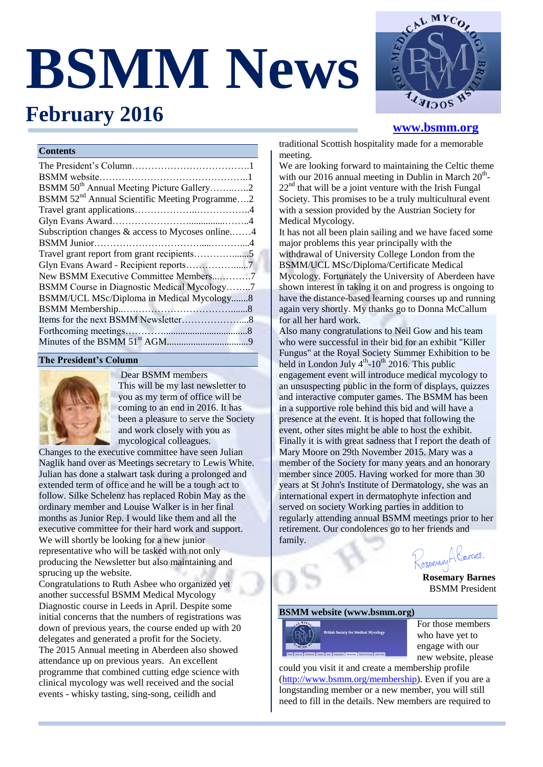# BSMM News

## February 2016

www.bsmm.org

### Contents

| | |
|---|---|
| The President's Column | 1 |
| BSMM website | 1 |
| BSMM 50th Annual Meeting Picture Gallery | 2 |
| BSMM 52nd Annual Scientific Meeting Programme | 2 |
| Travel grant applications | 4 |
| Glyn Evans Award | 4 |
| Subscription changes & access to Mycoses online | 4 |
| BSMM Junior | 4 |
| Travel grant report from grant recipients | 5 |
| Glyn Evans Award - Recipient reports | 7 |
| New BSMM Executive Committee Members | 7 |
| BSMM Course in Diagnostic Medical Mycology | 7 |
| BSMM/UCL MSc/Diploma in Medical Mycology | 8 |
| BSMM Membership | 8 |
| Items for the next BSMM Newsletter | 8 |
| Forthcoming meetings | 8 |
| Minutes of the BSMM 51st AGM | 9 |

### The President's Column

Dear BSMM members

This will be my last newsletter to you as my term of office will be coming to an end in 2016. It has been a pleasure to serve the Society and work closely with you as mycological colleagues.

Changes to the executive committee have seen Julian Naglik hand over as Meetings secretary to Lewis White. Julian has done a stalwart task during a prolonged and extended term of office and he will be a tough act to follow. Silke Schelenz has replaced Robin May as the ordinary member and Louise Walker is in her final months as Junior Rep. I would like them and all the executive committee for their hard work and support. We will shortly be looking for a new junior representative who will be tasked with not only producing the Newsletter but also maintaining and sprucing up the website.

Congratulations to Ruth Asbee who organized yet another successful BSMM Medical Mycology Diagnostic course in Leeds in April. Despite some initial concerns that the numbers of registrations was down of previous years, the course ended up with 20 delegates and generated a profit for the Society.

The 2015 Annual meeting in Aberdeen also showed attendance up on previous years. An excellent programme that combined cutting edge science with clinical mycology was well received and the social events - whisky tasting, sing-song, ceilidh and traditional Scottish hospitality made for a memorable meeting.

We are looking forward to maintaining the Celtic theme with our 2016 annual meeting in Dublin in March 20th-22nd that will be a joint venture with the Irish Fungal Society. This promises to be a truly multicultural event with a session provided by the Austrian Society for Medical Mycology.

It has not all been plain sailing and we have faced some major problems this year principally with the withdrawal of University College London from the BSMM/UCL MSc/Diploma/Certificate Medical Mycology. Fortunately the University of Aberdeen have shown interest in taking it on and progress is ongoing to have the distance-based learning courses up and running again very shortly. My thanks go to Donna McCallum for all her hard work.

Also many congratulations to Neil Gow and his team who were successful in their bid for an exhibit "Killer Fungus" at the Royal Society Summer Exhibition to be held in London July 4th-10th 2016. This public engagement event will introduce medical mycology to an unsuspecting public in the form of displays, quizzes and interactive computer games. The BSMM has been in a supportive role behind this bid and will have a presence at the event. It is hoped that following the event, other sites might be able to host the exhibit.

Finally it is with great sadness that I report the death of Mary Moore on 29th November 2015. Mary was a member of the Society for many years and an honorary member since 2005. Having worked for more than 30 years at St John's Institute of Dermatology, she was an international expert in dermatophyte infection and served on society Working parties in addition to regularly attending annual BSMM meetings prior to her retirement. Our condolences go to her friends and family.

Rosemary A Barnes

**Rosemary Barnes**
BSMM President

### BSMM website (www.bsmm.org)

For those members who have yet to engage with our new website, please could you visit it and create a membership profile (http://www.bsmm.org/membership). Even if you are a longstanding member or a new member, you will still need to fill in the details. New members are required to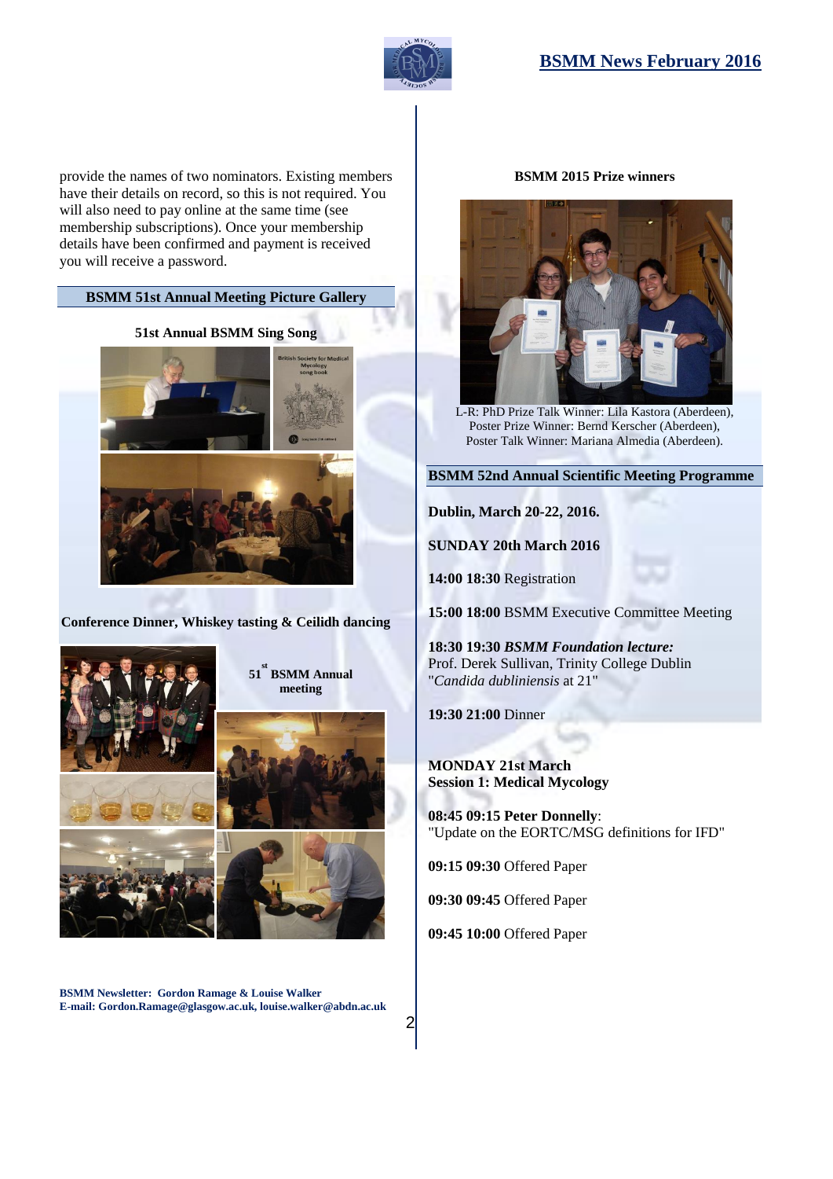provide the names of two nominators. Existing members have their details on record, so this is not required. You will also need to pay online at the same time (see membership subscriptions). Once your membership details have been confirmed and payment is received you will receive a password.

## BSMM 51st Annual Meeting Picture Gallery

**51st Annual BSMM Sing Song**

**Conference Dinner, Whiskey tasting & Ceilidh dancing**

**51st BSMM Annual meeting**

**BSMM Newsletter: Gordon Ramage & Louise Walker**
**E-mail: Gordon.Ramage@glasgow.ac.uk, louise.walker@abdn.ac.uk**

**BSMM 2015 Prize winners**

L-R: PhD Prize Talk Winner: Lila Kastora (Aberdeen), Poster Prize Winner: Bernd Kerscher (Aberdeen), Poster Talk Winner: Mariana Almedia (Aberdeen).

## BSMM 52nd Annual Scientific Meeting Programme

**Dublin, March 20-22, 2016.**

**SUNDAY 20th March 2016**

**14:00 18:30** Registration

**15:00 18:00** BSMM Executive Committee Meeting

**18:30 19:30** ***BSMM Foundation lecture:***
Prof. Derek Sullivan, Trinity College Dublin
"*Candida dubliniensis* at 21"

**19:30 21:00** Dinner

**MONDAY 21st March**
**Session 1: Medical Mycology**

**08:45 09:15 Peter Donnelly**:
"Update on the EORTC/MSG definitions for IFD"

**09:15 09:30** Offered Paper

**09:30 09:45** Offered Paper

**09:45 10:00** Offered Paper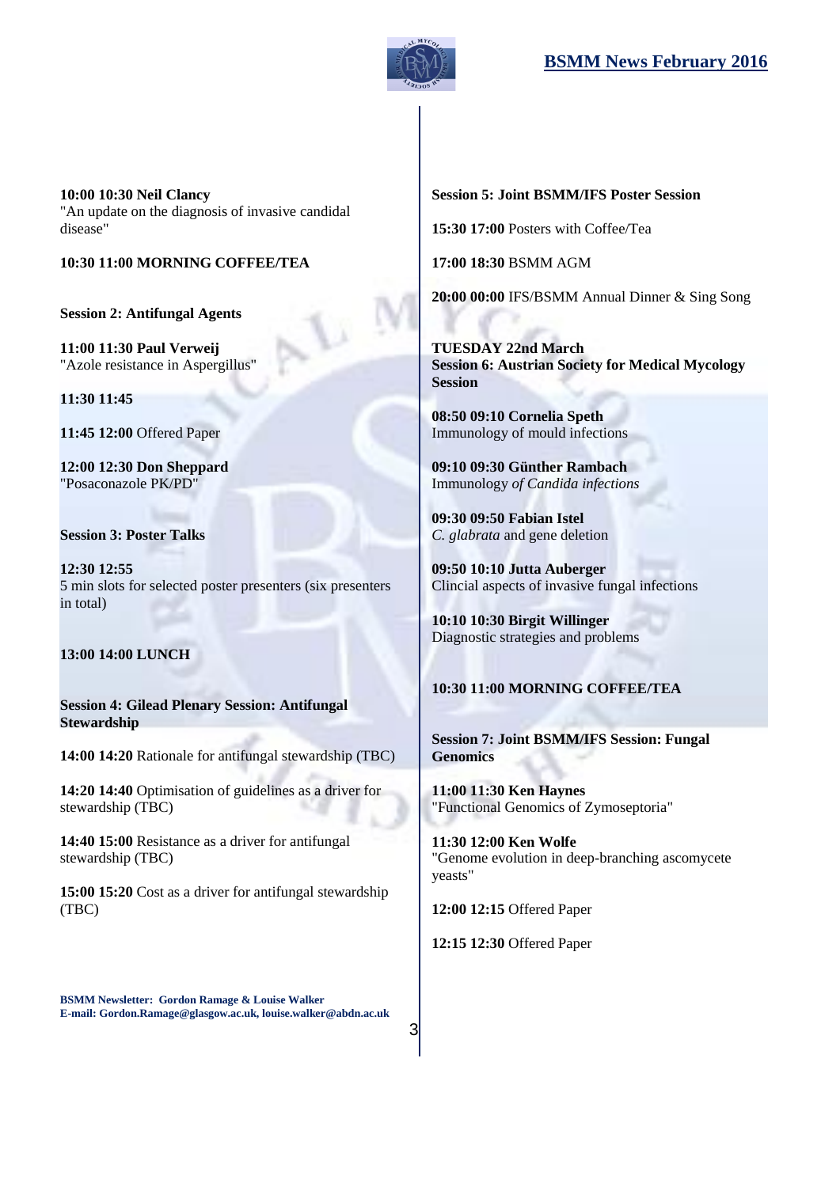**10:00 10:30 Neil Clancy**
"An update on the diagnosis of invasive candidal disease"

**10:30 11:00 MORNING COFFEE/TEA**

**Session 2: Antifungal Agents**

**11:00 11:30 Paul Verweij**
"Azole resistance in Aspergillus"

**11:30 11:45**

**11:45 12:00** Offered Paper

**12:00 12:30 Don Sheppard**
"Posaconazole PK/PD"

**Session 3: Poster Talks**

**12:30 12:55**
5 min slots for selected poster presenters (six presenters in total)

**13:00 14:00 LUNCH**

**Session 4: Gilead Plenary Session: Antifungal Stewardship**

**14:00 14:20** Rationale for antifungal stewardship (TBC)

**14:20 14:40** Optimisation of guidelines as a driver for stewardship (TBC)

**14:40 15:00** Resistance as a driver for antifungal stewardship (TBC)

**15:00 15:20** Cost as a driver for antifungal stewardship (TBC)

**Session 5: Joint BSMM/IFS Poster Session**

**15:30 17:00** Posters with Coffee/Tea

**17:00 18:30** BSMM AGM

**20:00 00:00** IFS/BSMM Annual Dinner & Sing Song

**TUESDAY 22nd March**
**Session 6: Austrian Society for Medical Mycology Session**

**08:50 09:10 Cornelia Speth**
Immunology of mould infections

**09:10 09:30 Günther Rambach**
Immunology *of Candida infections*

**09:30 09:50 Fabian Istel**
*C. glabrata* and gene deletion

**09:50 10:10 Jutta Auberger**
Clincial aspects of invasive fungal infections

**10:10 10:30 Birgit Willinger**
Diagnostic strategies and problems

**10:30 11:00 MORNING COFFEE/TEA**

**Session 7: Joint BSMM/IFS Session: Fungal Genomics**

**11:00 11:30 Ken Haynes**
"Functional Genomics of Zymoseptoria"

**11:30 12:00 Ken Wolfe**
"Genome evolution in deep-branching ascomycete yeasts"

**12:00 12:15** Offered Paper

**12:15 12:30** Offered Paper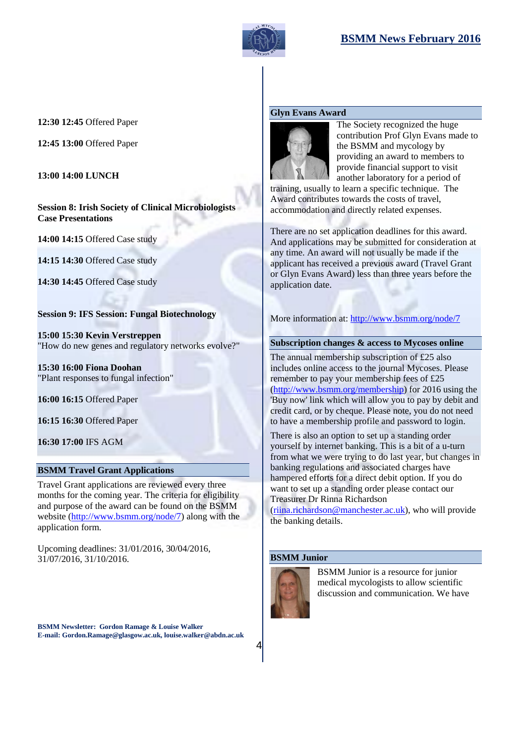**12:30 12:45** Offered Paper

**12:45 13:00** Offered Paper

**13:00 14:00 LUNCH**

**Session 8: Irish Society of Clinical Microbiologists Case Presentations**

**14:00 14:15** Offered Case study

**14:15 14:30** Offered Case study

**14:30 14:45** Offered Case study

**Session 9: IFS Session: Fungal Biotechnology**

**15:00 15:30 Kevin Verstreppen**
"How do new genes and regulatory networks evolve?"

**15:30 16:00 Fiona Doohan**
"Plant responses to fungal infection"

**16:00 16:15** Offered Paper

**16:15 16:30** Offered Paper

**16:30 17:00** IFS AGM

## BSMM Travel Grant Applications

Travel Grant applications are reviewed every three months for the coming year. The criteria for eligibility and purpose of the award can be found on the BSMM website (http://www.bsmm.org/node/7) along with the application form.

Upcoming deadlines: 31/01/2016, 30/04/2016, 31/07/2016, 31/10/2016.

## Glyn Evans Award

The Society recognized the huge contribution Prof Glyn Evans made to the BSMM and mycology by providing an award to members to provide financial support to visit another laboratory for a period of training, usually to learn a specific technique. The Award contributes towards the costs of travel, accommodation and directly related expenses.

There are no set application deadlines for this award. And applications may be submitted for consideration at any time. An award will not usually be made if the applicant has received a previous award (Travel Grant or Glyn Evans Award) less than three years before the application date.

More information at: http://www.bsmm.org/node/7

## Subscription changes & access to Mycoses online

The annual membership subscription of £25 also includes online access to the journal Mycoses. Please remember to pay your membership fees of £25 (http://www.bsmm.org/membership) for 2016 using the 'Buy now' link which will allow you to pay by debit and credit card, or by cheque. Please note, you do not need to have a membership profile and password to login.

There is also an option to set up a standing order yourself by internet banking. This is a bit of a u-turn from what we were trying to do last year, but changes in banking regulations and associated charges have hampered efforts for a direct debit option. If you do want to set up a standing order please contact our Treasurer Dr Rinna Richardson (riina.richardson@manchester.ac.uk), who will provide the banking details.

## BSMM Junior

BSMM Junior is a resource for junior medical mycologists to allow scientific discussion and communication. We have

**BSMM Newsletter: Gordon Ramage & Louise Walker**
**E-mail: Gordon.Ramage@glasgow.ac.uk, louise.walker@abdn.ac.uk**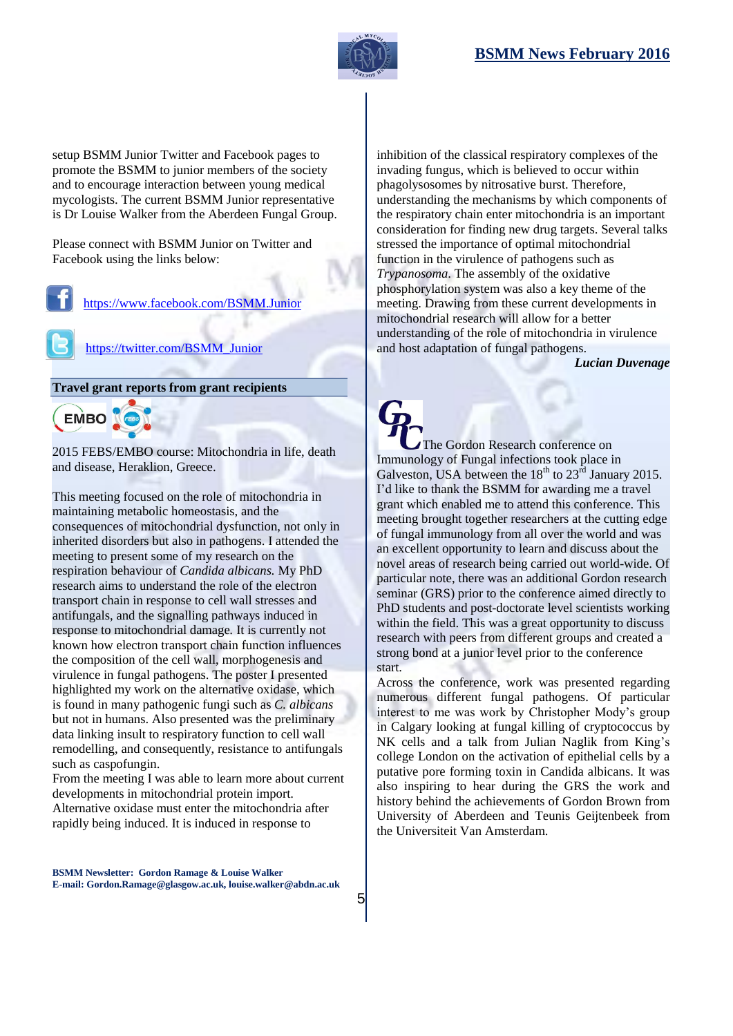setup BSMM Junior Twitter and Facebook pages to promote the BSMM to junior members of the society and to encourage interaction between young medical mycologists. The current BSMM Junior representative is Dr Louise Walker from the Aberdeen Fungal Group.

Please connect with BSMM Junior on Twitter and Facebook using the links below:

https://www.facebook.com/BSMM.Junior

https://twitter.com/BSMM_Junior

## Travel grant reports from grant recipients

2015 FEBS/EMBO course: Mitochondria in life, death and disease, Heraklion, Greece.

This meeting focused on the role of mitochondria in maintaining metabolic homeostasis, and the consequences of mitochondrial dysfunction, not only in inherited disorders but also in pathogens. I attended the meeting to present some of my research on the respiration behaviour of *Candida albicans.* My PhD research aims to understand the role of the electron transport chain in response to cell wall stresses and antifungals, and the signalling pathways induced in response to mitochondrial damage. It is currently not known how electron transport chain function influences the composition of the cell wall, morphogenesis and virulence in fungal pathogens. The poster I presented highlighted my work on the alternative oxidase, which is found in many pathogenic fungi such as *C. albicans* but not in humans. Also presented was the preliminary data linking insult to respiratory function to cell wall remodelling, and consequently, resistance to antifungals such as caspofungin.
From the meeting I was able to learn more about current developments in mitochondrial protein import. Alternative oxidase must enter the mitochondria after rapidly being induced. It is induced in response to inhibition of the classical respiratory complexes of the invading fungus, which is believed to occur within phagolysosomes by nitrosative burst. Therefore, understanding the mechanisms by which components of the respiratory chain enter mitochondria is an important consideration for finding new drug targets. Several talks stressed the importance of optimal mitochondrial function in the virulence of pathogens such as *Trypanosoma*. The assembly of the oxidative phosphorylation system was also a key theme of the meeting. Drawing from these current developments in mitochondrial research will allow for a better understanding of the role of mitochondria in virulence and host adaptation of fungal pathogens.

***Lucian Duvenage***

The Gordon Research conference on Immunology of Fungal infections took place in Galveston, USA between the 18th to 23rd January 2015. I'd like to thank the BSMM for awarding me a travel grant which enabled me to attend this conference. This meeting brought together researchers at the cutting edge of fungal immunology from all over the world and was an excellent opportunity to learn and discuss about the novel areas of research being carried out world-wide. Of particular note, there was an additional Gordon research seminar (GRS) prior to the conference aimed directly to PhD students and post-doctorate level scientists working within the field. This was a great opportunity to discuss research with peers from different groups and created a strong bond at a junior level prior to the conference start.
Across the conference, work was presented regarding numerous different fungal pathogens. Of particular interest to me was work by Christopher Mody's group in Calgary looking at fungal killing of cryptococcus by NK cells and a talk from Julian Naglik from King's college London on the activation of epithelial cells by a putative pore forming toxin in Candida albicans. It was also inspiring to hear during the GRS the work and history behind the achievements of Gordon Brown from University of Aberdeen and Teunis Geijtenbeek from the Universiteit Van Amsterdam.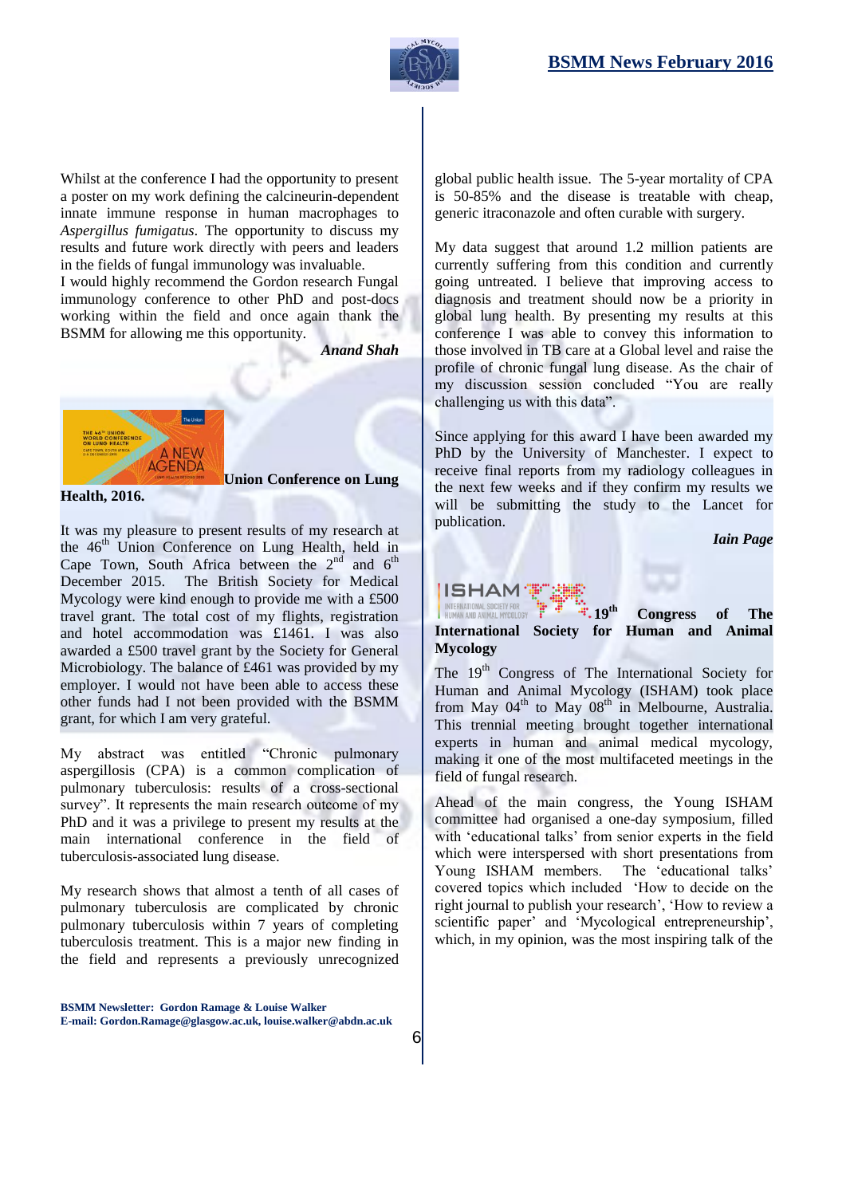Whilst at the conference I had the opportunity to present a poster on my work defining the calcineurin-dependent innate immune response in human macrophages to *Aspergillus fumigatus*. The opportunity to discuss my results and future work directly with peers and leaders in the fields of fungal immunology was invaluable.
I would highly recommend the Gordon research Fungal immunology conference to other PhD and post-docs working within the field and once again thank the BSMM for allowing me this opportunity.

***Anand Shah***

**Union Conference on Lung Health, 2016.**

It was my pleasure to present results of my research at the 46th Union Conference on Lung Health, held in Cape Town, South Africa between the 2nd and 6th December 2015. The British Society for Medical Mycology were kind enough to provide me with a £500 travel grant. The total cost of my flights, registration and hotel accommodation was £1461. I was also awarded a £500 travel grant by the Society for General Microbiology. The balance of £461 was provided by my employer. I would not have been able to access these other funds had I not been provided with the BSMM grant, for which I am very grateful.

My abstract was entitled "Chronic pulmonary aspergillosis (CPA) is a common complication of pulmonary tuberculosis: results of a cross-sectional survey". It represents the main research outcome of my PhD and it was a privilege to present my results at the main international conference in the field of tuberculosis-associated lung disease.

My research shows that almost a tenth of all cases of pulmonary tuberculosis are complicated by chronic pulmonary tuberculosis within 7 years of completing tuberculosis treatment. This is a major new finding in the field and represents a previously unrecognized global public health issue. The 5-year mortality of CPA is 50-85% and the disease is treatable with cheap, generic itraconazole and often curable with surgery.

My data suggest that around 1.2 million patients are currently suffering from this condition and currently going untreated. I believe that improving access to diagnosis and treatment should now be a priority in global lung health. By presenting my results at this conference I was able to convey this information to those involved in TB care at a Global level and raise the profile of chronic fungal lung disease. As the chair of my discussion session concluded "You are really challenging us with this data".

Since applying for this award I have been awarded my PhD by the University of Manchester. I expect to receive final reports from my radiology colleagues in the next few weeks and if they confirm my results we will be submitting the study to the Lancet for publication.

***Iain Page***

**19th Congress of The International Society for Human and Animal Mycology**

The 19th Congress of The International Society for Human and Animal Mycology (ISHAM) took place from May 04th to May 08th in Melbourne, Australia. This trennial meeting brought together international experts in human and animal medical mycology, making it one of the most multifaceted meetings in the field of fungal research.

Ahead of the main congress, the Young ISHAM committee had organised a one-day symposium, filled with 'educational talks' from senior experts in the field which were interspersed with short presentations from Young ISHAM members. The 'educational talks' covered topics which included 'How to decide on the right journal to publish your research', 'How to review a scientific paper' and 'Mycological entrepreneurship', which, in my opinion, was the most inspiring talk of the

**BSMM Newsletter: Gordon Ramage & Louise Walker**
**E-mail: Gordon.Ramage@glasgow.ac.uk, louise.walker@abdn.ac.uk**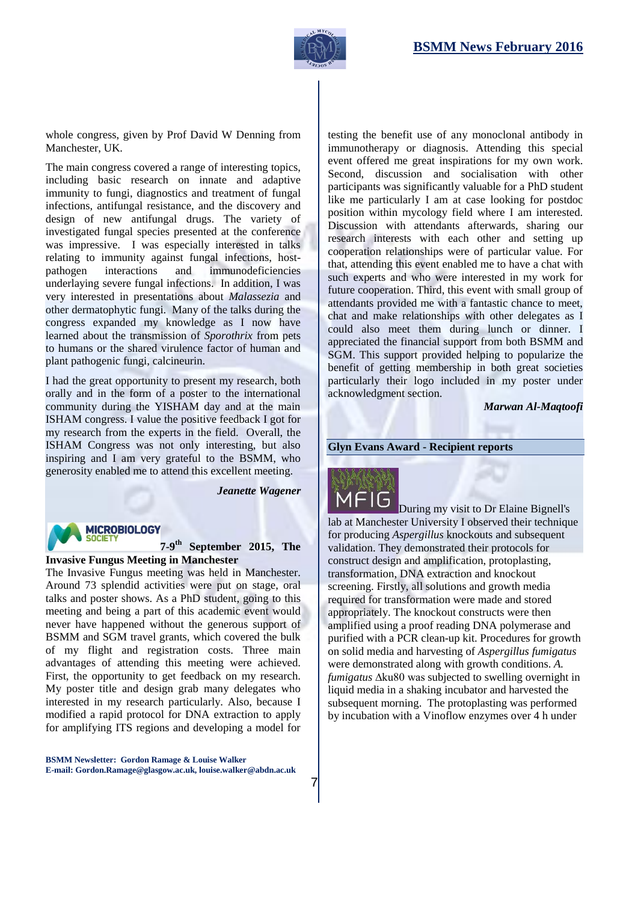whole congress, given by Prof David W Denning from Manchester, UK.

The main congress covered a range of interesting topics, including basic research on innate and adaptive immunity to fungi, diagnostics and treatment of fungal infections, antifungal resistance, and the discovery and design of new antifungal drugs. The variety of investigated fungal species presented at the conference was impressive. I was especially interested in talks relating to immunity against fungal infections, host-pathogen interactions and immunodeficiencies underlaying severe fungal infections. In addition, I was very interested in presentations about *Malassezia* and other dermatophytic fungi. Many of the talks during the congress expanded my knowledge as I now have learned about the transmission of *Sporothrix* from pets to humans or the shared virulence factor of human and plant pathogenic fungi, calcineurin.

I had the great opportunity to present my research, both orally and in the form of a poster to the international community during the YISHAM day and at the main ISHAM congress. I value the positive feedback I got for my research from the experts in the field. Overall, the ISHAM Congress was not only interesting, but also inspiring and I am very grateful to the BSMM, who generosity enabled me to attend this excellent meeting.

***Jeanette Wagener***

**7-9th September 2015, The Invasive Fungus Meeting in Manchester**

The Invasive Fungus meeting was held in Manchester. Around 73 splendid activities were put on stage, oral talks and poster shows. As a PhD student, going to this meeting and being a part of this academic event would never have happened without the generous support of BSMM and SGM travel grants, which covered the bulk of my flight and registration costs. Three main advantages of attending this meeting were achieved. First, the opportunity to get feedback on my research. My poster title and design grab many delegates who interested in my research particularly. Also, because I modified a rapid protocol for DNA extraction to apply for amplifying ITS regions and developing a model for testing the benefit use of any monoclonal antibody in immunotherapy or diagnosis. Attending this special event offered me great inspirations for my own work. Second, discussion and socialisation with other participants was significantly valuable for a PhD student like me particularly I am at case looking for postdoc position within mycology field where I am interested. Discussion with attendants afterwards, sharing our research interests with each other and setting up cooperation relationships were of particular value. For that, attending this event enabled me to have a chat with such experts and who were interested in my work for future cooperation. Third, this event with small group of attendants provided me with a fantastic chance to meet, chat and make relationships with other delegates as I could also meet them during lunch or dinner. I appreciated the financial support from both BSMM and SGM. This support provided helping to popularize the benefit of getting membership in both great societies particularly their logo included in my poster under acknowledgment section.

***Marwan Al-Maqtoofi***

## Glyn Evans Award - Recipient reports

During my visit to Dr Elaine Bignell's lab at Manchester University I observed their technique for producing *Aspergillus* knockouts and subsequent validation. They demonstrated their protocols for construct design and amplification, protoplasting, transformation, DNA extraction and knockout screening. Firstly, all solutions and growth media required for transformation were made and stored appropriately. The knockout constructs were then amplified using a proof reading DNA polymerase and purified with a PCR clean-up kit. Procedures for growth on solid media and harvesting of *Aspergillus fumigatus* were demonstrated along with growth conditions. *A. fumigatus* Δku80 was subjected to swelling overnight in liquid media in a shaking incubator and harvested the subsequent morning. The protoplasting was performed by incubation with a Vinoflow enzymes over 4 h under

**BSMM Newsletter: Gordon Ramage & Louise Walker**
**E-mail: Gordon.Ramage@glasgow.ac.uk, louise.walker@abdn.ac.uk**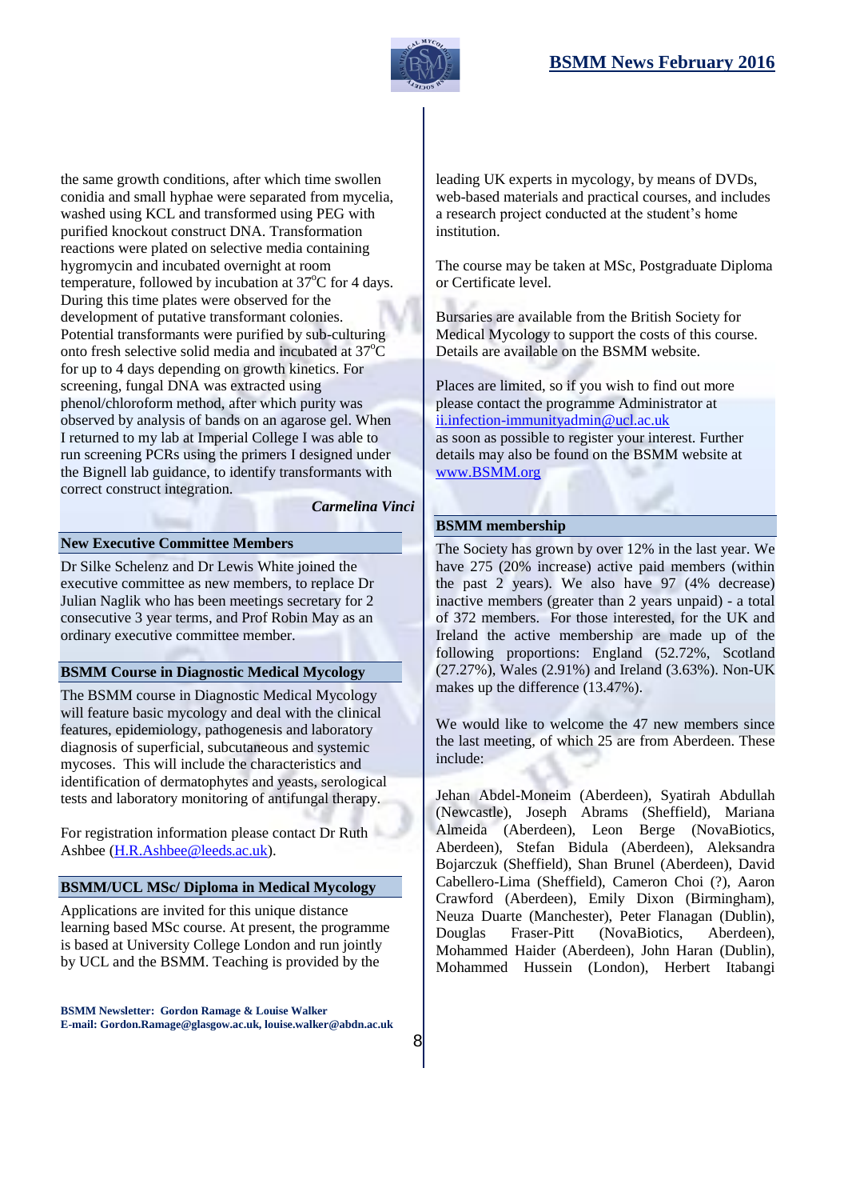the same growth conditions, after which time swollen conidia and small hyphae were separated from mycelia, washed using KCL and transformed using PEG with purified knockout construct DNA. Transformation reactions were plated on selective media containing hygromycin and incubated overnight at room temperature, followed by incubation at 37$^{o}$C for 4 days. During this time plates were observed for the development of putative transformant colonies. Potential transformants were purified by sub-culturing onto fresh selective solid media and incubated at 37$^{o}$C for up to 4 days depending on growth kinetics. For screening, fungal DNA was extracted using phenol/chloroform method, after which purity was observed by analysis of bands on an agarose gel. When I returned to my lab at Imperial College I was able to run screening PCRs using the primers I designed under the Bignell lab guidance, to identify transformants with correct construct integration.

***Carmelina Vinci***

## New Executive Committee Members

Dr Silke Schelenz and Dr Lewis White joined the executive committee as new members, to replace Dr Julian Naglik who has been meetings secretary for 2 consecutive 3 year terms, and Prof Robin May as an ordinary executive committee member.

## BSMM Course in Diagnostic Medical Mycology

The BSMM course in Diagnostic Medical Mycology will feature basic mycology and deal with the clinical features, epidemiology, pathogenesis and laboratory diagnosis of superficial, subcutaneous and systemic mycoses. This will include the characteristics and identification of dermatophytes and yeasts, serological tests and laboratory monitoring of antifungal therapy.

For registration information please contact Dr Ruth Ashbee (H.R.Ashbee@leeds.ac.uk).

## BSMM/UCL MSc/ Diploma in Medical Mycology

Applications are invited for this unique distance learning based MSc course. At present, the programme is based at University College London and run jointly by UCL and the BSMM. Teaching is provided by the leading UK experts in mycology, by means of DVDs, web-based materials and practical courses, and includes a research project conducted at the student's home institution.

The course may be taken at MSc, Postgraduate Diploma or Certificate level.

Bursaries are available from the British Society for Medical Mycology to support the costs of this course. Details are available on the BSMM website.

Places are limited, so if you wish to find out more please contact the programme Administrator at ii.infection-immunityadmin@ucl.ac.uk as soon as possible to register your interest. Further details may also be found on the BSMM website at www.BSMM.org

## BSMM membership

The Society has grown by over 12% in the last year. We have 275 (20% increase) active paid members (within the past 2 years). We also have 97 (4% decrease) inactive members (greater than 2 years unpaid) - a total of 372 members. For those interested, for the UK and Ireland the active membership are made up of the following proportions: England (52.72%, Scotland (27.27%), Wales (2.91%) and Ireland (3.63%). Non-UK makes up the difference (13.47%).

We would like to welcome the 47 new members since the last meeting, of which 25 are from Aberdeen. These include:

Jehan Abdel-Moneim (Aberdeen), Syatirah Abdullah (Newcastle), Joseph Abrams (Sheffield), Mariana Almeida (Aberdeen), Leon Berge (NovaBiotics, Aberdeen), Stefan Bidula (Aberdeen), Aleksandra Bojarczuk (Sheffield), Shan Brunel (Aberdeen), David Cabellero-Lima (Sheffield), Cameron Choi (?), Aaron Crawford (Aberdeen), Emily Dixon (Birmingham), Neuza Duarte (Manchester), Peter Flanagan (Dublin), Douglas Fraser-Pitt (NovaBiotics, Aberdeen), Mohammed Haider (Aberdeen), John Haran (Dublin), Mohammed Hussein (London), Herbert Itabangi

**BSMM Newsletter: Gordon Ramage & Louise Walker**
**E-mail: Gordon.Ramage@glasgow.ac.uk, louise.walker@abdn.ac.uk**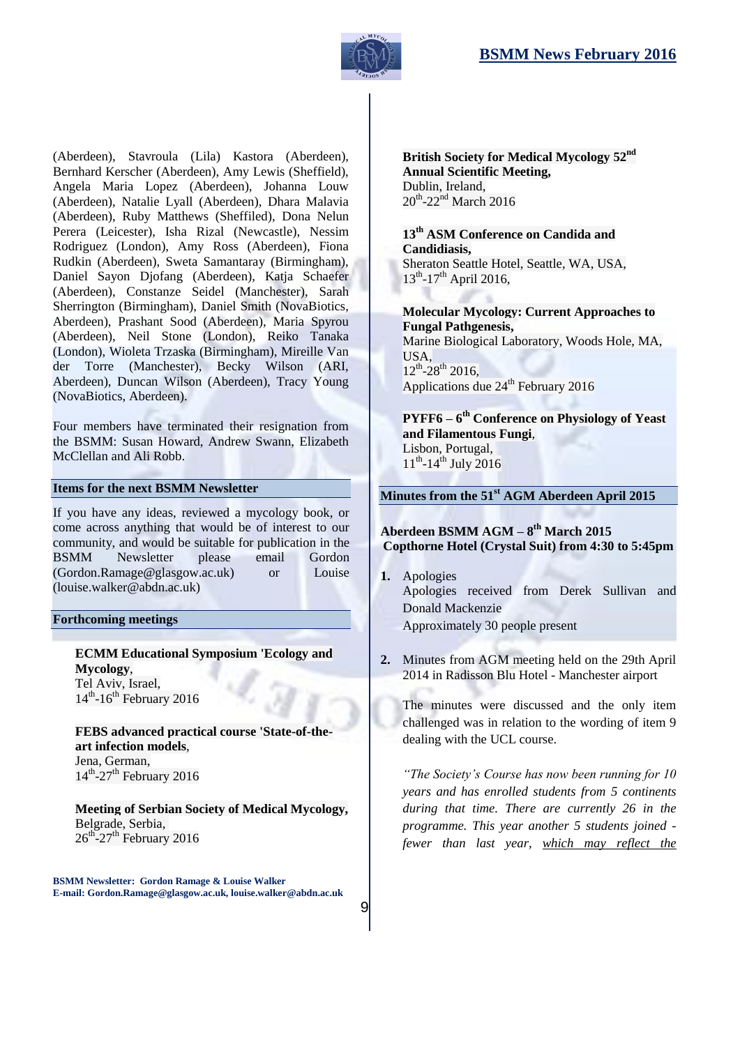(Aberdeen), Stavroula (Lila) Kastora (Aberdeen), Bernhard Kerscher (Aberdeen), Amy Lewis (Sheffield), Angela Maria Lopez (Aberdeen), Johanna Louw (Aberdeen), Natalie Lyall (Aberdeen), Dhara Malavia (Aberdeen), Ruby Matthews (Sheffiled), Dona Nelun Perera (Leicester), Isha Rizal (Newcastle), Nessim Rodriguez (London), Amy Ross (Aberdeen), Fiona Rudkin (Aberdeen), Sweta Samantaray (Birmingham), Daniel Sayon Djofang (Aberdeen), Katja Schaefer (Aberdeen), Constanze Seidel (Manchester), Sarah Sherrington (Birmingham), Daniel Smith (NovaBiotics, Aberdeen), Prashant Sood (Aberdeen), Maria Spyrou (Aberdeen), Neil Stone (London), Reiko Tanaka (London), Wioleta Trzaska (Birmingham), Mireille Van der Torre (Manchester), Becky Wilson (ARI, Aberdeen), Duncan Wilson (Aberdeen), Tracy Young (NovaBiotics, Aberdeen).

Four members have terminated their resignation from the BSMM: Susan Howard, Andrew Swann, Elizabeth McClellan and Ali Robb.

## Items for the next BSMM Newsletter

If you have any ideas, reviewed a mycology book, or come across anything that would be of interest to our community, and would be suitable for publication in the BSMM Newsletter please email Gordon (Gordon.Ramage@glasgow.ac.uk) or Louise (louise.walker@abdn.ac.uk)

## Forthcoming meetings

**ECMM Educational Symposium 'Ecology and Mycology**,
Tel Aviv, Israel,
14th-16th February 2016

**FEBS advanced practical course 'State-of-the-art infection models**,
Jena, German,
14th-27th February 2016

**Meeting of Serbian Society of Medical Mycology,**
Belgrade, Serbia,
26th-27th February 2016

**British Society for Medical Mycology 52nd Annual Scientific Meeting,**
Dublin, Ireland,
20th-22nd March 2016

**13th ASM Conference on Candida and Candidiasis,**
Sheraton Seattle Hotel, Seattle, WA, USA,
13th-17th April 2016,

**Molecular Mycology: Current Approaches to Fungal Pathgenesis,**
Marine Biological Laboratory, Woods Hole, MA, USA,
12th-28th 2016,
Applications due 24th February 2016

**PYFF6 – 6th Conference on Physiology of Yeast and Filamentous Fungi**,
Lisbon, Portugal,
11th-14th July 2016

## Minutes from the 51st AGM Aberdeen April 2015

**Aberdeen BSMM AGM – 8th March 2015**
**Copthorne Hotel (Crystal Suit) from 4:30 to 5:45pm**

1. Apologies
   Apologies received from Derek Sullivan and Donald Mackenzie
   Approximately 30 people present

2. Minutes from AGM meeting held on the 29th April 2014 in Radisson Blu Hotel - Manchester airport

   The minutes were discussed and the only item challenged was in relation to the wording of item 9 dealing with the UCL course.

   *"The Society's Course has now been running for 10 years and has enrolled students from 5 continents during that time. There are currently 26 in the programme. This year another 5 students joined - fewer than last year, <u>which may reflect the</u>*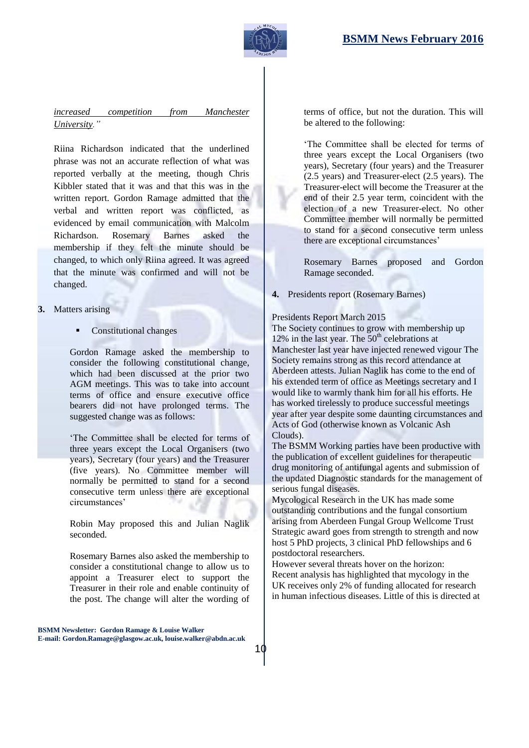*increased competition from Manchester University."*

Riina Richardson indicated that the underlined phrase was not an accurate reflection of what was reported verbally at the meeting, though Chris Kibbler stated that it was and that this was in the written report. Gordon Ramage admitted that the verbal and written report was conflicted, as evidenced by email communication with Malcolm Richardson. Rosemary Barnes asked the membership if they felt the minute should be changed, to which only Riina agreed. It was agreed that the minute was confirmed and will not be changed.

**3.** Matters arising

- Constitutional changes

Gordon Ramage asked the membership to consider the following constitutional change, which had been discussed at the prior two AGM meetings. This was to take into account terms of office and ensure executive office bearers did not have prolonged terms. The suggested change was as follows:

'The Committee shall be elected for terms of three years except the Local Organisers (two years), Secretary (four years) and the Treasurer (five years). No Committee member will normally be permitted to stand for a second consecutive term unless there are exceptional circumstances'

Robin May proposed this and Julian Naglik seconded.

Rosemary Barnes also asked the membership to consider a constitutional change to allow us to appoint a Treasurer elect to support the Treasurer in their role and enable continuity of the post. The change will alter the wording of terms of office, but not the duration. This will be altered to the following:

'The Committee shall be elected for terms of three years except the Local Organisers (two years), Secretary (four years) and the Treasurer (2.5 years) and Treasurer-elect (2.5 years). The Treasurer-elect will become the Treasurer at the end of their 2.5 year term, coincident with the election of a new Treasurer-elect. No other Committee member will normally be permitted to stand for a second consecutive term unless there are exceptional circumstances'

Rosemary Barnes proposed and Gordon Ramage seconded.

**4.** Presidents report (Rosemary Barnes)

Presidents Report March 2015

The Society continues to grow with membership up 12% in the last year. The 50th celebrations at Manchester last year have injected renewed vigour The Society remains strong as this record attendance at Aberdeen attests. Julian Naglik has come to the end of his extended term of office as Meetings secretary and I would like to warmly thank him for all his efforts. He has worked tirelessly to produce successful meetings year after year despite some daunting circumstances and Acts of God (otherwise known as Volcanic Ash Clouds).

The BSMM Working parties have been productive with the publication of excellent guidelines for therapeutic drug monitoring of antifungal agents and submission of the updated Diagnostic standards for the management of serious fungal diseases.

Mycological Research in the UK has made some outstanding contributions and the fungal consortium arising from Aberdeen Fungal Group Wellcome Trust Strategic award goes from strength to strength and now host 5 PhD projects, 3 clinical PhD fellowships and 6 postdoctoral researchers.

However several threats hover on the horizon:

Recent analysis has highlighted that mycology in the UK receives only 2% of funding allocated for research in human infectious diseases. Little of this is directed at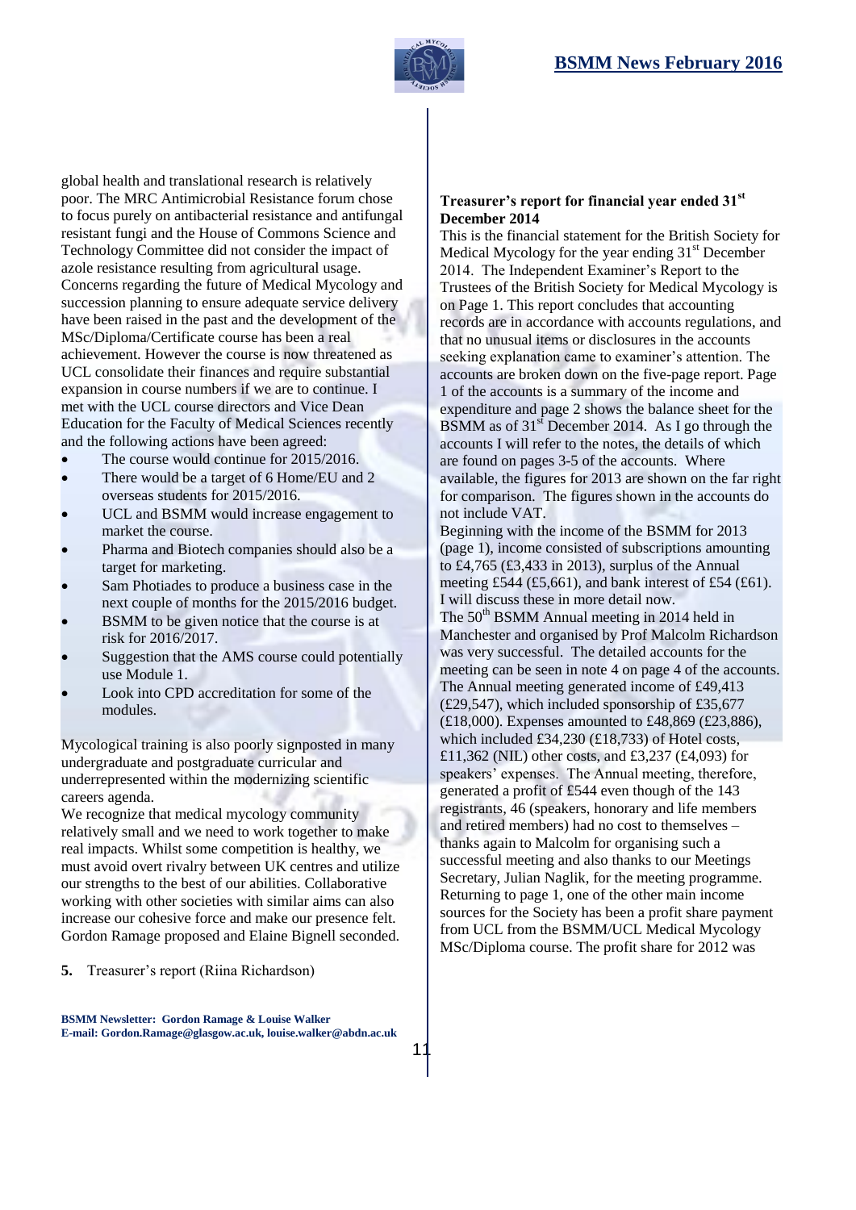global health and translational research is relatively poor. The MRC Antimicrobial Resistance forum chose to focus purely on antibacterial resistance and antifungal resistant fungi and the House of Commons Science and Technology Committee did not consider the impact of azole resistance resulting from agricultural usage. Concerns regarding the future of Medical Mycology and succession planning to ensure adequate service delivery have been raised in the past and the development of the MSc/Diploma/Certificate course has been a real achievement. However the course is now threatened as UCL consolidate their finances and require substantial expansion in course numbers if we are to continue. I met with the UCL course directors and Vice Dean Education for the Faculty of Medical Sciences recently and the following actions have been agreed:

- The course would continue for 2015/2016.
- There would be a target of 6 Home/EU and 2 overseas students for 2015/2016.
- UCL and BSMM would increase engagement to market the course.
- Pharma and Biotech companies should also be a target for marketing.
- Sam Photiades to produce a business case in the next couple of months for the 2015/2016 budget.
- BSMM to be given notice that the course is at risk for 2016/2017.
- Suggestion that the AMS course could potentially use Module 1.
- Look into CPD accreditation for some of the modules.

Mycological training is also poorly signposted in many undergraduate and postgraduate curricular and underrepresented within the modernizing scientific careers agenda.

We recognize that medical mycology community relatively small and we need to work together to make real impacts. Whilst some competition is healthy, we must avoid overt rivalry between UK centres and utilize our strengths to the best of our abilities. Collaborative working with other societies with similar aims can also increase our cohesive force and make our presence felt. Gordon Ramage proposed and Elaine Bignell seconded.

**5.** Treasurer's report (Riina Richardson)

**Treasurer's report for financial year ended 31st December 2014**

This is the financial statement for the British Society for Medical Mycology for the year ending 31st December 2014. The Independent Examiner's Report to the Trustees of the British Society for Medical Mycology is on Page 1. This report concludes that accounting records are in accordance with accounts regulations, and that no unusual items or disclosures in the accounts seeking explanation came to examiner's attention. The accounts are broken down on the five-page report. Page 1 of the accounts is a summary of the income and expenditure and page 2 shows the balance sheet for the BSMM as of 31st December 2014. As I go through the accounts I will refer to the notes, the details of which are found on pages 3-5 of the accounts. Where available, the figures for 2013 are shown on the far right for comparison. The figures shown in the accounts do not include VAT.

Beginning with the income of the BSMM for 2013 (page 1), income consisted of subscriptions amounting to £4,765 (£3,433 in 2013), surplus of the Annual meeting £544 (£5,661), and bank interest of £54 (£61). I will discuss these in more detail now.

The 50th BSMM Annual meeting in 2014 held in Manchester and organised by Prof Malcolm Richardson was very successful. The detailed accounts for the meeting can be seen in note 4 on page 4 of the accounts. The Annual meeting generated income of £49,413 (£29,547), which included sponsorship of £35,677 (£18,000). Expenses amounted to £48,869 (£23,886), which included £34,230 (£18,733) of Hotel costs, £11,362 (NIL) other costs, and £3,237 (£4,093) for speakers' expenses. The Annual meeting, therefore, generated a profit of £544 even though of the 143 registrants, 46 (speakers, honorary and life members and retired members) had no cost to themselves – thanks again to Malcolm for organising such a successful meeting and also thanks to our Meetings Secretary, Julian Naglik, for the meeting programme. Returning to page 1, one of the other main income sources for the Society has been a profit share payment from UCL from the BSMM/UCL Medical Mycology MSc/Diploma course. The profit share for 2012 was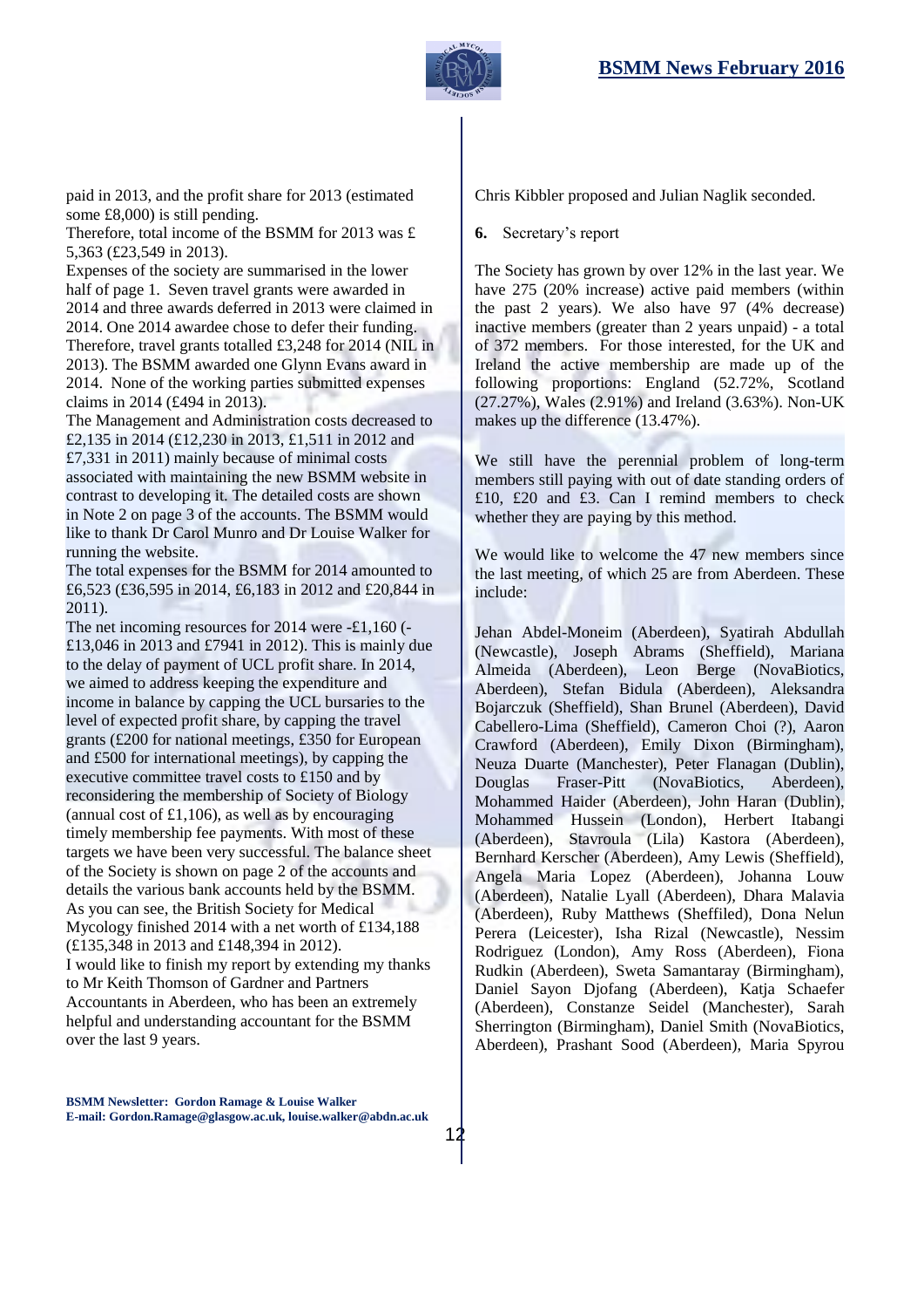paid in 2013, and the profit share for 2013 (estimated some £8,000) is still pending.

Therefore, total income of the BSMM for 2013 was £ 5,363 (£23,549 in 2013).

Expenses of the society are summarised in the lower half of page 1. Seven travel grants were awarded in 2014 and three awards deferred in 2013 were claimed in 2014. One 2014 awardee chose to defer their funding. Therefore, travel grants totalled £3,248 for 2014 (NIL in 2013). The BSMM awarded one Glynn Evans award in 2014. None of the working parties submitted expenses claims in 2014 (£494 in 2013).

The Management and Administration costs decreased to £2,135 in 2014 (£12,230 in 2013, £1,511 in 2012 and £7,331 in 2011) mainly because of minimal costs associated with maintaining the new BSMM website in contrast to developing it. The detailed costs are shown in Note 2 on page 3 of the accounts. The BSMM would like to thank Dr Carol Munro and Dr Louise Walker for running the website.

The total expenses for the BSMM for 2014 amounted to £6,523 (£36,595 in 2014, £6,183 in 2012 and £20,844 in 2011).

The net incoming resources for 2014 were -£1,160 (-£13,046 in 2013 and £7941 in 2012). This is mainly due to the delay of payment of UCL profit share. In 2014, we aimed to address keeping the expenditure and income in balance by capping the UCL bursaries to the level of expected profit share, by capping the travel grants (£200 for national meetings, £350 for European and £500 for international meetings), by capping the executive committee travel costs to £150 and by reconsidering the membership of Society of Biology (annual cost of £1,106), as well as by encouraging timely membership fee payments. With most of these targets we have been very successful. The balance sheet of the Society is shown on page 2 of the accounts and details the various bank accounts held by the BSMM. As you can see, the British Society for Medical Mycology finished 2014 with a net worth of £134,188 (£135,348 in 2013 and £148,394 in 2012).

I would like to finish my report by extending my thanks to Mr Keith Thomson of Gardner and Partners Accountants in Aberdeen, who has been an extremely helpful and understanding accountant for the BSMM over the last 9 years.

**BSMM Newsletter: Gordon Ramage & Louise Walker**
**E-mail: Gordon.Ramage@glasgow.ac.uk, louise.walker@abdn.ac.uk**

Chris Kibbler proposed and Julian Naglik seconded.

**6.** Secretary's report

The Society has grown by over 12% in the last year. We have 275 (20% increase) active paid members (within the past 2 years). We also have 97 (4% decrease) inactive members (greater than 2 years unpaid) - a total of 372 members. For those interested, for the UK and Ireland the active membership are made up of the following proportions: England (52.72%, Scotland (27.27%), Wales (2.91%) and Ireland (3.63%). Non-UK makes up the difference (13.47%).

We still have the perennial problem of long-term members still paying with out of date standing orders of £10, £20 and £3. Can I remind members to check whether they are paying by this method.

We would like to welcome the 47 new members since the last meeting, of which 25 are from Aberdeen. These include:

Jehan Abdel-Moneim (Aberdeen), Syatirah Abdullah (Newcastle), Joseph Abrams (Sheffield), Mariana Almeida (Aberdeen), Leon Berge (NovaBiotics, Aberdeen), Stefan Bidula (Aberdeen), Aleksandra Bojarczuk (Sheffield), Shan Brunel (Aberdeen), David Cabellero-Lima (Sheffield), Cameron Choi (?), Aaron Crawford (Aberdeen), Emily Dixon (Birmingham), Neuza Duarte (Manchester), Peter Flanagan (Dublin), Douglas Fraser-Pitt (NovaBiotics, Aberdeen), Mohammed Haider (Aberdeen), John Haran (Dublin), Mohammed Hussein (London), Herbert Itabangi (Aberdeen), Stavroula (Lila) Kastora (Aberdeen), Bernhard Kerscher (Aberdeen), Amy Lewis (Sheffield), Angela Maria Lopez (Aberdeen), Johanna Louw (Aberdeen), Natalie Lyall (Aberdeen), Dhara Malavia (Aberdeen), Ruby Matthews (Sheffiled), Dona Nelun Perera (Leicester), Isha Rizal (Newcastle), Nessim Rodriguez (London), Amy Ross (Aberdeen), Fiona Rudkin (Aberdeen), Sweta Samantaray (Birmingham), Daniel Sayon Djofang (Aberdeen), Katja Schaefer (Aberdeen), Constanze Seidel (Manchester), Sarah Sherrington (Birmingham), Daniel Smith (NovaBiotics, Aberdeen), Prashant Sood (Aberdeen), Maria Spyrou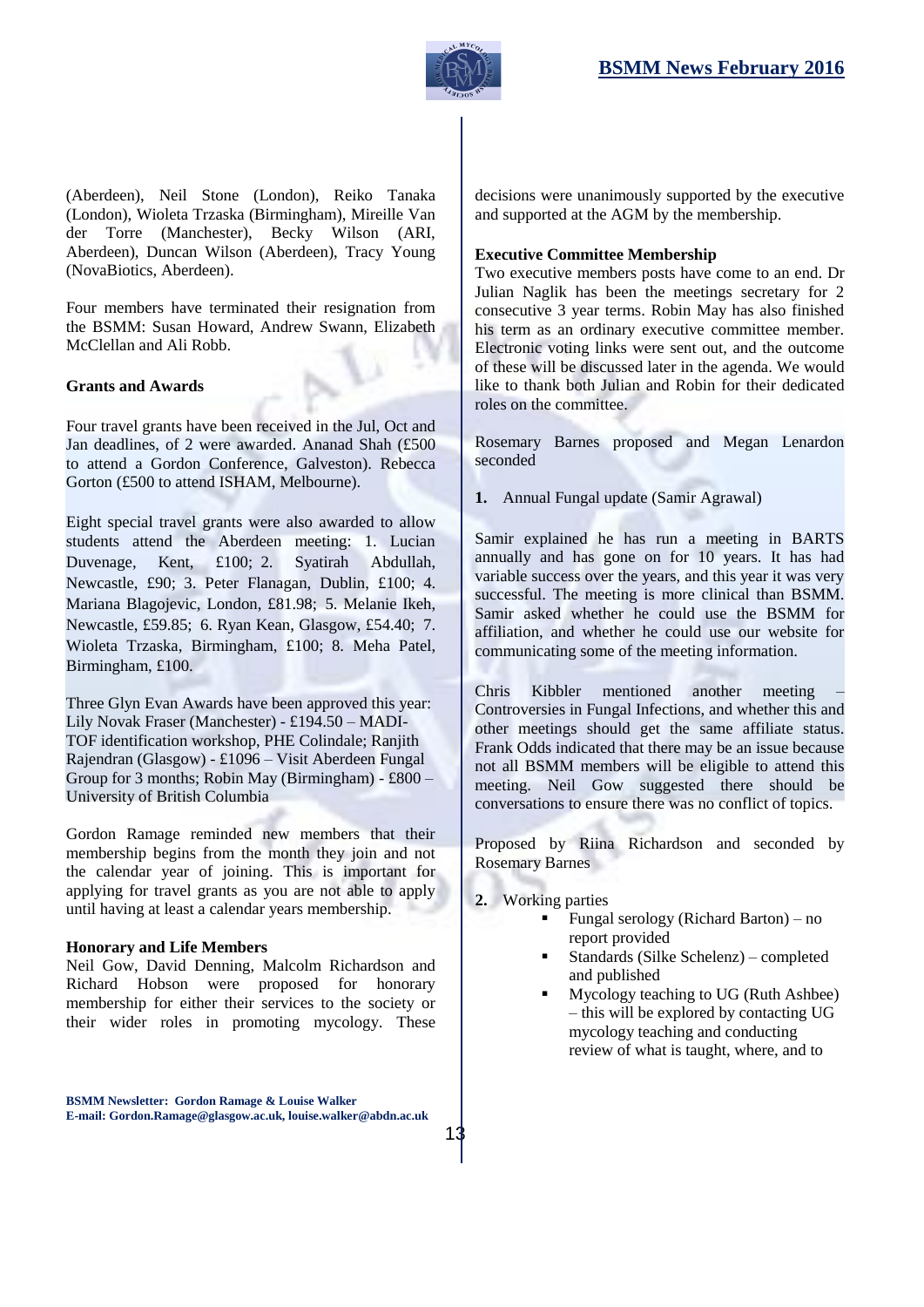(Aberdeen), Neil Stone (London), Reiko Tanaka (London), Wioleta Trzaska (Birmingham), Mireille Van der Torre (Manchester), Becky Wilson (ARI, Aberdeen), Duncan Wilson (Aberdeen), Tracy Young (NovaBiotics, Aberdeen).

Four members have terminated their resignation from the BSMM: Susan Howard, Andrew Swann, Elizabeth McClellan and Ali Robb.

**Grants and Awards**

Four travel grants have been received in the Jul, Oct and Jan deadlines, of 2 were awarded. Ananad Shah (£500 to attend a Gordon Conference, Galveston). Rebecca Gorton (£500 to attend ISHAM, Melbourne).

Eight special travel grants were also awarded to allow students attend the Aberdeen meeting: 1. Lucian Duvenage, Kent, £100; 2. Syatirah Abdullah, Newcastle, £90; 3. Peter Flanagan, Dublin, £100; 4. Mariana Blagojevic, London, £81.98; 5. Melanie Ikeh, Newcastle, £59.85; 6. Ryan Kean, Glasgow, £54.40; 7. Wioleta Trzaska, Birmingham, £100; 8. Meha Patel, Birmingham, £100.

Three Glyn Evan Awards have been approved this year: Lily Novak Fraser (Manchester) - £194.50 – MADI-TOF identification workshop, PHE Colindale; Ranjith Rajendran (Glasgow) - £1096 – Visit Aberdeen Fungal Group for 3 months; Robin May (Birmingham) - £800 – University of British Columbia

Gordon Ramage reminded new members that their membership begins from the month they join and not the calendar year of joining. This is important for applying for travel grants as you are not able to apply until having at least a calendar years membership.

**Honorary and Life Members**

Neil Gow, David Denning, Malcolm Richardson and Richard Hobson were proposed for honorary membership for either their services to the society or their wider roles in promoting mycology. These decisions were unanimously supported by the executive and supported at the AGM by the membership.

**Executive Committee Membership**

Two executive members posts have come to an end. Dr Julian Naglik has been the meetings secretary for 2 consecutive 3 year terms. Robin May has also finished his term as an ordinary executive committee member. Electronic voting links were sent out, and the outcome of these will be discussed later in the agenda. We would like to thank both Julian and Robin for their dedicated roles on the committee.

Rosemary Barnes proposed and Megan Lenardon seconded

1. Annual Fungal update (Samir Agrawal)

Samir explained he has run a meeting in BARTS annually and has gone on for 10 years. It has had variable success over the years, and this year it was very successful. The meeting is more clinical than BSMM. Samir asked whether he could use the BSMM for affiliation, and whether he could use our website for communicating some of the meeting information.

Chris Kibbler mentioned another meeting – Controversies in Fungal Infections, and whether this and other meetings should get the same affiliate status. Frank Odds indicated that there may be an issue because not all BSMM members will be eligible to attend this meeting. Neil Gow suggested there should be conversations to ensure there was no conflict of topics.

Proposed by Riina Richardson and seconded by Rosemary Barnes

2. Working parties
   - Fungal serology (Richard Barton) – no report provided
   - Standards (Silke Schelenz) – completed and published
   - Mycology teaching to UG (Ruth Ashbee) – this will be explored by contacting UG mycology teaching and conducting review of what is taught, where, and to

**BSMM Newsletter: Gordon Ramage & Louise Walker**
**E-mail: Gordon.Ramage@glasgow.ac.uk, louise.walker@abdn.ac.uk**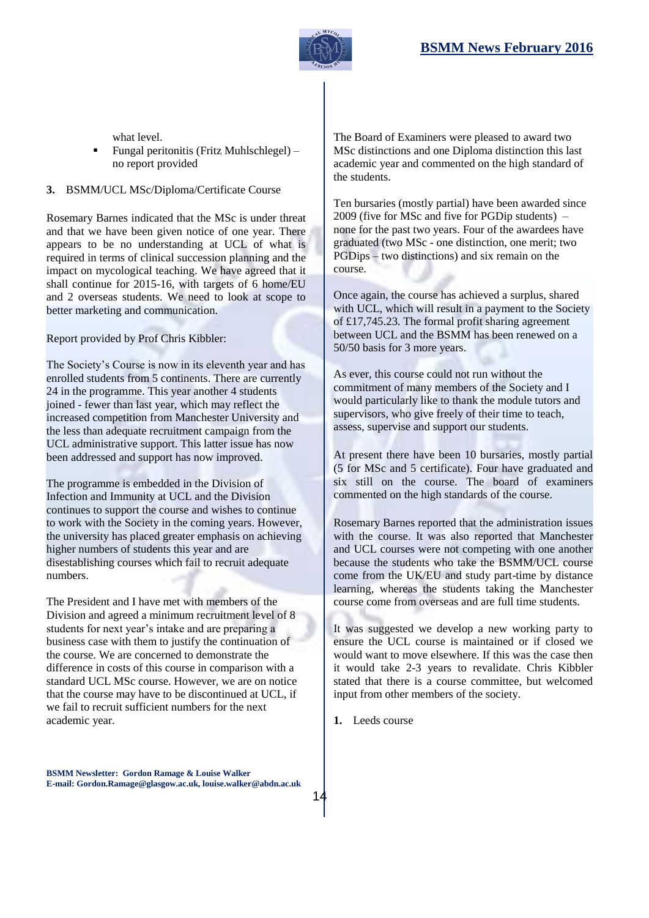what level.

- Fungal peritonitis (Fritz Muhlschlegel) – no report provided

**3.** BSMM/UCL MSc/Diploma/Certificate Course

Rosemary Barnes indicated that the MSc is under threat and that we have been given notice of one year. There appears to be no understanding at UCL of what is required in terms of clinical succession planning and the impact on mycological teaching. We have agreed that it shall continue for 2015-16, with targets of 6 home/EU and 2 overseas students. We need to look at scope to better marketing and communication.

Report provided by Prof Chris Kibbler:

The Society's Course is now in its eleventh year and has enrolled students from 5 continents. There are currently 24 in the programme. This year another 4 students joined - fewer than last year, which may reflect the increased competition from Manchester University and the less than adequate recruitment campaign from the UCL administrative support. This latter issue has now been addressed and support has now improved.

The programme is embedded in the Division of Infection and Immunity at UCL and the Division continues to support the course and wishes to continue to work with the Society in the coming years. However, the university has placed greater emphasis on achieving higher numbers of students this year and are disestablishing courses which fail to recruit adequate numbers.

The President and I have met with members of the Division and agreed a minimum recruitment level of 8 students for next year's intake and are preparing a business case with them to justify the continuation of the course. We are concerned to demonstrate the difference in costs of this course in comparison with a standard UCL MSc course. However, we are on notice that the course may have to be discontinued at UCL, if we fail to recruit sufficient numbers for the next academic year.

The Board of Examiners were pleased to award two MSc distinctions and one Diploma distinction this last academic year and commented on the high standard of the students.

Ten bursaries (mostly partial) have been awarded since 2009 (five for MSc and five for PGDip students) – none for the past two years. Four of the awardees have graduated (two MSc - one distinction, one merit; two PGDips – two distinctions) and six remain on the course.

Once again, the course has achieved a surplus, shared with UCL, which will result in a payment to the Society of £17,745.23. The formal profit sharing agreement between UCL and the BSMM has been renewed on a 50/50 basis for 3 more years.

As ever, this course could not run without the commitment of many members of the Society and I would particularly like to thank the module tutors and supervisors, who give freely of their time to teach, assess, supervise and support our students.

At present there have been 10 bursaries, mostly partial (5 for MSc and 5 certificate). Four have graduated and six still on the course. The board of examiners commented on the high standards of the course.

Rosemary Barnes reported that the administration issues with the course. It was also reported that Manchester and UCL courses were not competing with one another because the students who take the BSMM/UCL course come from the UK/EU and study part-time by distance learning, whereas the students taking the Manchester course come from overseas and are full time students.

It was suggested we develop a new working party to ensure the UCL course is maintained or if closed we would want to move elsewhere. If this was the case then it would take 2-3 years to revalidate. Chris Kibbler stated that there is a course committee, but welcomed input from other members of the society.

**1.** Leeds course

**BSMM Newsletter: Gordon Ramage & Louise Walker**
**E-mail: Gordon.Ramage@glasgow.ac.uk, louise.walker@abdn.ac.uk**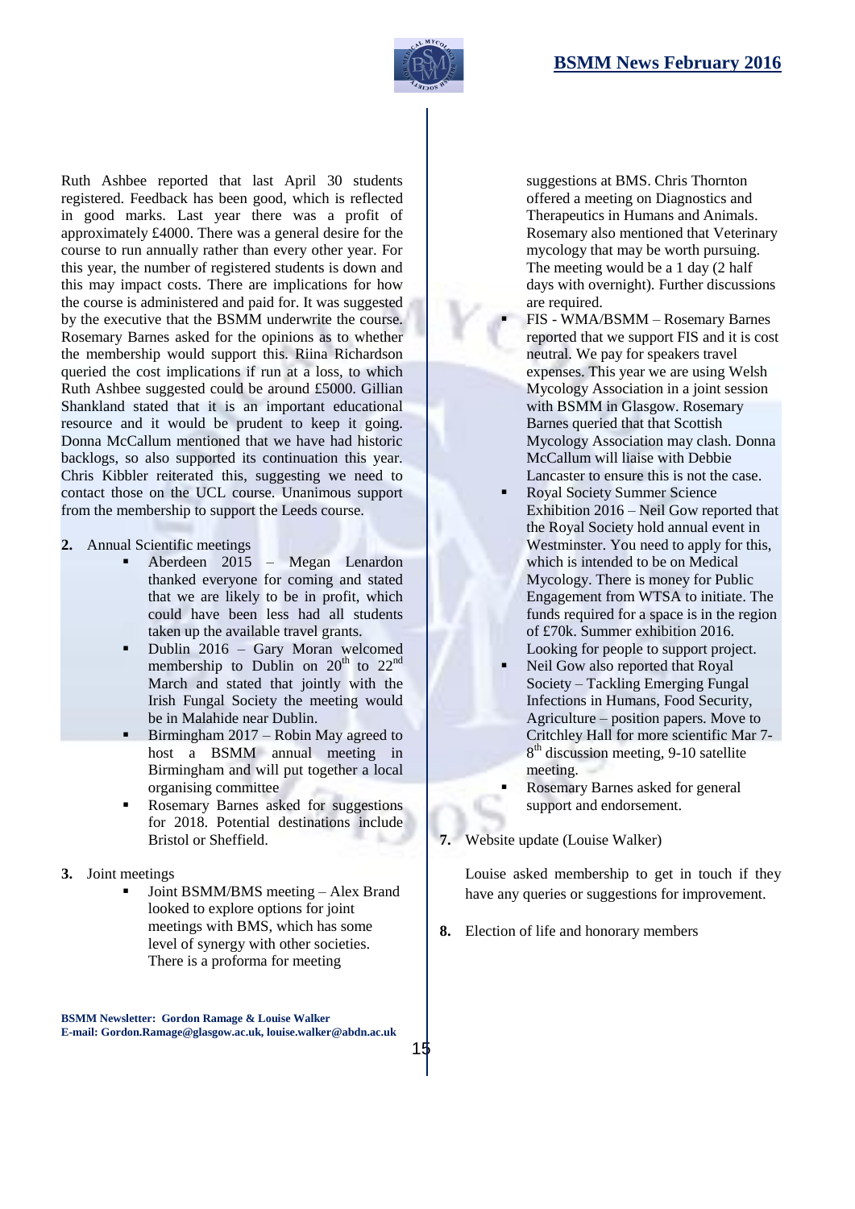Ruth Ashbee reported that last April 30 students registered. Feedback has been good, which is reflected in good marks. Last year there was a profit of approximately £4000. There was a general desire for the course to run annually rather than every other year. For this year, the number of registered students is down and this may impact costs. There are implications for how the course is administered and paid for. It was suggested by the executive that the BSMM underwrite the course. Rosemary Barnes asked for the opinions as to whether the membership would support this. Riina Richardson queried the cost implications if run at a loss, to which Ruth Ashbee suggested could be around £5000. Gillian Shankland stated that it is an important educational resource and it would be prudent to keep it going. Donna McCallum mentioned that we have had historic backlogs, so also supported its continuation this year. Chris Kibbler reiterated this, suggesting we need to contact those on the UCL course. Unanimous support from the membership to support the Leeds course.

**2.** Annual Scientific meetings

- Aberdeen 2015 – Megan Lenardon thanked everyone for coming and stated that we are likely to be in profit, which could have been less had all students taken up the available travel grants.
- Dublin 2016 – Gary Moran welcomed membership to Dublin on 20th to 22nd March and stated that jointly with the Irish Fungal Society the meeting would be in Malahide near Dublin.
- Birmingham 2017 – Robin May agreed to host a BSMM annual meeting in Birmingham and will put together a local organising committee
- Rosemary Barnes asked for suggestions for 2018. Potential destinations include Bristol or Sheffield.

**3.** Joint meetings

- Joint BSMM/BMS meeting – Alex Brand looked to explore options for joint meetings with BMS, which has some level of synergy with other societies. There is a proforma for meeting suggestions at BMS. Chris Thornton offered a meeting on Diagnostics and Therapeutics in Humans and Animals. Rosemary also mentioned that Veterinary mycology that may be worth pursuing. The meeting would be a 1 day (2 half days with overnight). Further discussions are required.
- FIS - WMA/BSMM – Rosemary Barnes reported that we support FIS and it is cost neutral. We pay for speakers travel expenses. This year we are using Welsh Mycology Association in a joint session with BSMM in Glasgow. Rosemary Barnes queried that that Scottish Mycology Association may clash. Donna McCallum will liaise with Debbie Lancaster to ensure this is not the case.
- Royal Society Summer Science Exhibition 2016 – Neil Gow reported that the Royal Society hold annual event in Westminster. You need to apply for this, which is intended to be on Medical Mycology. There is money for Public Engagement from WTSA to initiate. The funds required for a space is in the region of £70k. Summer exhibition 2016. Looking for people to support project.
- Neil Gow also reported that Royal Society – Tackling Emerging Fungal Infections in Humans, Food Security, Agriculture – position papers. Move to Critchley Hall for more scientific Mar 7-8th discussion meeting, 9-10 satellite meeting.
- Rosemary Barnes asked for general support and endorsement.

**7.** Website update (Louise Walker)

Louise asked membership to get in touch if they have any queries or suggestions for improvement.

**8.** Election of life and honorary members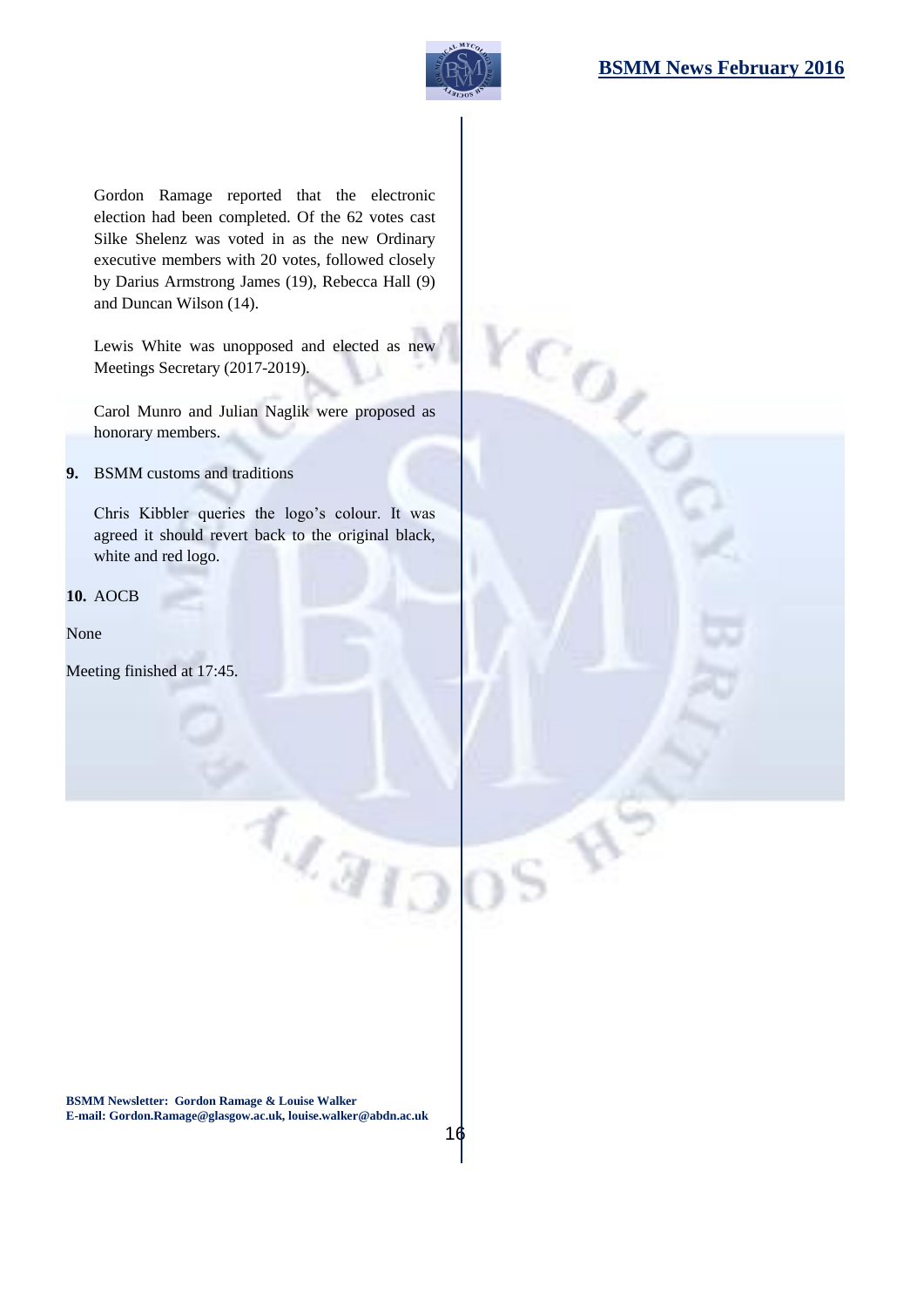Gordon Ramage reported that the electronic election had been completed. Of the 62 votes cast Silke Shelenz was voted in as the new Ordinary executive members with 20 votes, followed closely by Darius Armstrong James (19), Rebecca Hall (9) and Duncan Wilson (14).

Lewis White was unopposed and elected as new Meetings Secretary (2017-2019).

Carol Munro and Julian Naglik were proposed as honorary members.

**9.** BSMM customs and traditions

Chris Kibbler queries the logo's colour. It was agreed it should revert back to the original black, white and red logo.

**10.** AOCB

None

Meeting finished at 17:45.

**BSMM Newsletter: Gordon Ramage & Louise Walker**
**E-mail: Gordon.Ramage@glasgow.ac.uk, louise.walker@abdn.ac.uk**